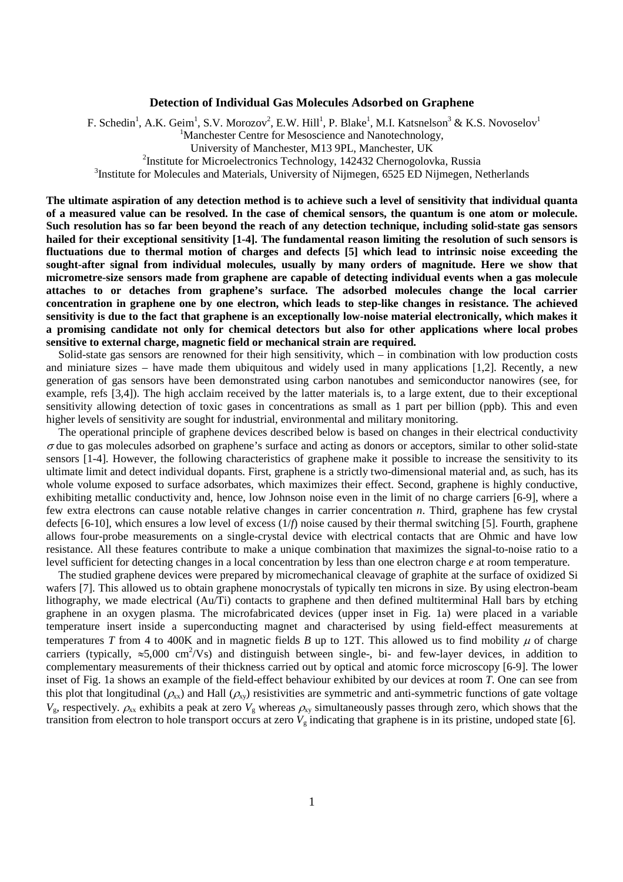# Detection of Individual Gas Molecules Adsorbed on Graphene

F. Schedin[1], A.K. Geim[1], S.V. Morozov[2], E.W. Hill[1], P. Blake[1], M.I. Katsnelson[3] & K.S. Novoselov[1]

[1]Manchester Centre for Mesoscience and Nanotechnology,
University of Manchester, M13 9PL, Manchester, UK

[2]Institute for Microelectronics Technology, 142432 Chernogolovka, Russia

[3]Institute for Molecules and Materials, University of Nijmegen, 6525 ED Nijmegen, Netherlands

**The ultimate aspiration of any detection method is to achieve such a level of sensitivity that individual quanta of a measured value can be resolved. In the case of chemical sensors, the quantum is one atom or molecule. Such resolution has so far been beyond the reach of any detection technique, including solid-state gas sensors hailed for their exceptional sensitivity [1-4]. The fundamental reason limiting the resolution of such sensors is fluctuations due to thermal motion of charges and defects [5] which lead to intrinsic noise exceeding the sought-after signal from individual molecules, usually by many orders of magnitude. Here we show that micrometre-size sensors made from graphene are capable of detecting individual events when a gas molecule attaches to or detaches from graphene's surface. The adsorbed molecules change the local carrier concentration in graphene one by one electron, which leads to step-like changes in resistance. The achieved sensitivity is due to the fact that graphene is an exceptionally low-noise material electronically, which makes it a promising candidate not only for chemical detectors but also for other applications where local probes sensitive to external charge, magnetic field or mechanical strain are required.**

Solid-state gas sensors are renowned for their high sensitivity, which – in combination with low production costs and miniature sizes – have made them ubiquitous and widely used in many applications [1,2]. Recently, a new generation of gas sensors have been demonstrated using carbon nanotubes and semiconductor nanowires (see, for example, refs [3,4]). The high acclaim received by the latter materials is, to a large extent, due to their exceptional sensitivity allowing detection of toxic gases in concentrations as small as 1 part per billion (ppb). This and even higher levels of sensitivity are sought for industrial, environmental and military monitoring.

The operational principle of graphene devices described below is based on changes in their electrical conductivity $\sigma$ due to gas molecules adsorbed on graphene's surface and acting as donors or acceptors, similar to other solid-state sensors [1-4]. However, the following characteristics of graphene make it possible to increase the sensitivity to its ultimate limit and detect individual dopants. First, graphene is a strictly two-dimensional material and, as such, has its whole volume exposed to surface adsorbates, which maximizes their effect. Second, graphene is highly conductive, exhibiting metallic conductivity and, hence, low Johnson noise even in the limit of no charge carriers [6-9], where a few extra electrons can cause notable relative changes in carrier concentration *n*. Third, graphene has few crystal defects [6-10], which ensures a low level of excess (1/*f*) noise caused by their thermal switching [5]. Fourth, graphene allows four-probe measurements on a single-crystal device with electrical contacts that are Ohmic and have low resistance. All these features contribute to make a unique combination that maximizes the signal-to-noise ratio to a level sufficient for detecting changes in a local concentration by less than one electron charge *e* at room temperature.

The studied graphene devices were prepared by micromechanical cleavage of graphite at the surface of oxidized Si wafers [7]. This allowed us to obtain graphene monocrystals of typically ten microns in size. By using electron-beam lithography, we made electrical (Au/Ti) contacts to graphene and then defined multiterminal Hall bars by etching graphene in an oxygen plasma. The microfabricated devices (upper inset in Fig. 1a) were placed in a variable temperature insert inside a superconducting magnet and characterised by using field-effect measurements at temperatures $T$ from 4 to 400K and in magnetic fields $B$ up to 12T. This allowed us to find mobility $\mu$ of charge carriers (typically, $\approx$5,000 $cm^2$/Vs) and distinguish between single-, bi- and few-layer devices, in addition to complementary measurements of their thickness carried out by optical and atomic force microscopy [6-9]. The lower inset of Fig. 1a shows an example of the field-effect behaviour exhibited by our devices at room $T$. One can see from this plot that longitudinal ($\rho_{xx}$) and Hall ($\rho_{xy}$) resistivities are symmetric and anti-symmetric functions of gate voltage $V_g$, respectively. $\rho_{xx}$ exhibits a peak at zero $V_g$ whereas $\rho_{xy}$ simultaneously passes through zero, which shows that the transition from electron to hole transport occurs at zero $V_g$ indicating that graphene is in its pristine, undoped state [6].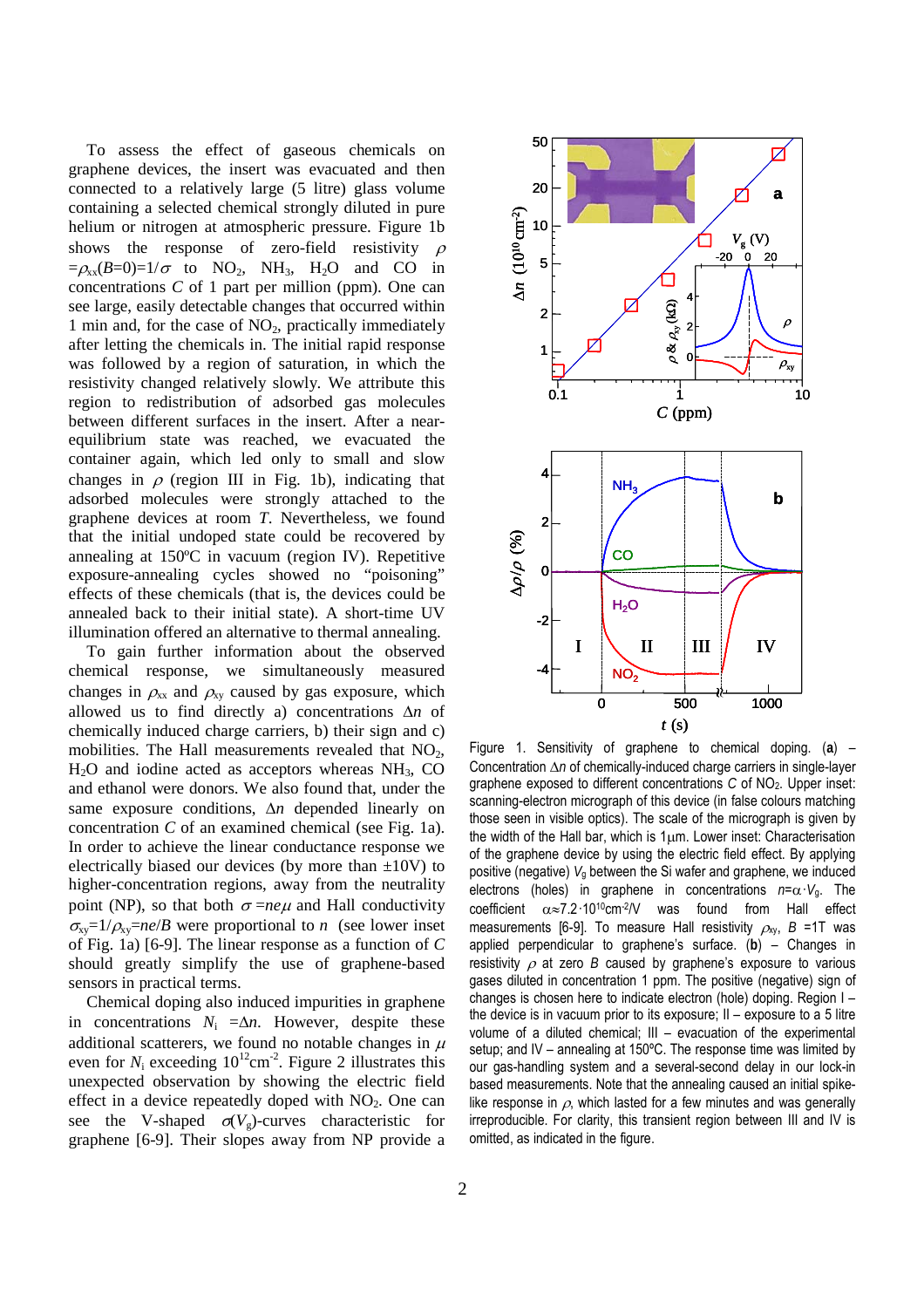To assess the effect of gaseous chemicals on graphene devices, the insert was evacuated and then connected to a relatively large (5 litre) glass volume containing a selected chemical strongly diluted in pure helium or nitrogen at atmospheric pressure. Figure 1b shows the response of zero-field resistivity $\rho = \rho_{xx}(B=0) = 1/\sigma$ to $NO_2$, $NH_3$, $H_2O$ and CO in concentrations $C$ of 1 part per million (ppm). One can see large, easily detectable changes that occurred within 1 min and, for the case of $NO_2$, practically immediately after letting the chemicals in. The initial rapid response was followed by a region of saturation, in which the resistivity changed relatively slowly. We attribute this region to redistribution of adsorbed gas molecules between different surfaces in the insert. After a near-equilibrium state was reached, we evacuated the container again, which led only to small and slow changes in $\rho$ (region III in Fig. 1b), indicating that adsorbed molecules were strongly attached to the graphene devices at room $T$. Nevertheless, we found that the initial undoped state could be recovered by annealing at 150ºC in vacuum (region IV). Repetitive exposure-annealing cycles showed no "poisoning" effects of these chemicals (that is, the devices could be annealed back to their initial state). A short-time UV illumination offered an alternative to thermal annealing.

To gain further information about the observed chemical response, we simultaneously measured changes in $\rho_{xx}$ and $\rho_{xy}$ caused by gas exposure, which allowed us to find directly a) concentrations $\Delta n$ of chemically induced charge carriers, b) their sign and c) mobilities. The Hall measurements revealed that $NO_2$, $H_2O$ and iodine acted as acceptors whereas $NH_3$, CO and ethanol were donors. We also found that, under the same exposure conditions, $\Delta n$ depended linearly on concentration $C$ of an examined chemical (see Fig. 1a). In order to achieve the linear conductance response we electrically biased our devices (by more than ±10V) to higher-concentration regions, away from the neutrality point (NP), so that both $\sigma = ne\mu$ and Hall conductivity $\sigma_{xy} = 1/\rho_{xy} = ne/B$ were proportional to $n$ (see lower inset of Fig. 1a) [6-9]. The linear response as a function of $C$ should greatly simplify the use of graphene-based sensors in practical terms.

Chemical doping also induced impurities in graphene in concentrations $N_i = \Delta n$. However, despite these additional scatterers, we found no notable changes in $\mu$ even for $N_i$ exceeding $10^{12}$cm$^{-2}$. Figure 2 illustrates this unexpected observation by showing the electric field effect in a device repeatedly doped with $NO_2$. One can see the V-shaped $\sigma(V_g)$-curves characteristic for graphene [6-9]. Their slopes away from NP provide a

Figure 1. Sensitivity of graphene to chemical doping. (**a**) – Concentration $\Delta n$ of chemically-induced charge carriers in single-layer graphene exposed to different concentrations $C$ of $NO_2$. Upper inset: scanning-electron micrograph of this device (in false colours matching those seen in visible optics). The scale of the micrograph is given by the width of the Hall bar, which is 1μm. Lower inset: Characterisation of the graphene device by using the electric field effect. By applying positive (negative) $V_g$ between the Si wafer and graphene, we induced electrons (holes) in graphene in concentrations $n = \alpha \cdot V_g$. The coefficient $\alpha \approx 7.2 \cdot 10^{10}$cm$^{-2}$/V was found from Hall effect measurements [6-9]. To measure Hall resistivity $\rho_{xy}$, $B$ =1T was applied perpendicular to graphene's surface. (**b**) – Changes in resistivity $\rho$ at zero $B$ caused by graphene's exposure to various gases diluted in concentration 1 ppm. The positive (negative) sign of changes is chosen here to indicate electron (hole) doping. Region I – the device is in vacuum prior to its exposure; II – exposure to a 5 litre volume of a diluted chemical; III – evacuation of the experimental setup; and IV – annealing at 150ºC. The response time was limited by our gas-handling system and a several-second delay in our lock-in based measurements. Note that the annealing caused an initial spike-like response in $\rho$, which lasted for a few minutes and was generally irreproducible. For clarity, this transient region between III and IV is omitted, as indicated in the figure.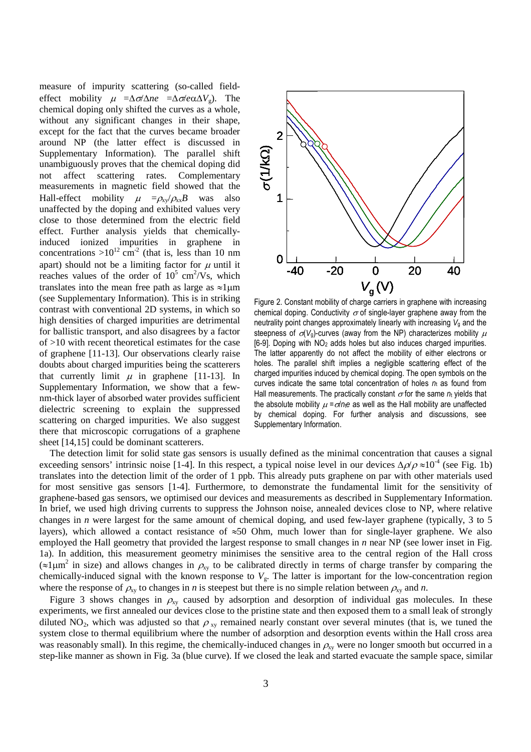measure of impurity scattering (so-called field-effect mobility $\mu = \Delta\sigma/\Delta ne = \Delta\sigma/e\alpha\Delta V_g$). The chemical doping only shifted the curves as a whole, without any significant changes in their shape, except for the fact that the curves became broader around NP (the latter effect is discussed in Supplementary Information). The parallel shift unambiguously proves that the chemical doping did not affect scattering rates. Complementary measurements in magnetic field showed that the Hall-effect mobility $\mu = \rho_{xy}/\rho_{xx}B$ was also unaffected by the doping and exhibited values very close to those determined from the electric field effect. Further analysis yields that chemically-induced ionized impurities in graphene in concentrations $>10^{12}$ cm$^{-2}$ (that is, less than 10 nm apart) should not be a limiting factor for $\mu$ until it reaches values of the order of $10^5$ cm$^2$/Vs, which translates into the mean free path as large as $\approx$1μm (see Supplementary Information). This is in striking contrast with conventional 2D systems, in which so high densities of charged impurities are detrimental for ballistic transport, and also disagrees by a factor of >10 with recent theoretical estimates for the case of graphene [11-13]. Our observations clearly raise doubts about charged impurities being the scatterers that currently limit $\mu$ in graphene [11-13]. In Supplementary Information, we show that a few-nm-thick layer of absorbed water provides sufficient dielectric screening to explain the suppressed scattering on charged impurities. We also suggest there that microscopic corrugations of a graphene sheet [14,15] could be dominant scatterers.

Figure 2. Constant mobility of charge carriers in graphene with increasing chemical doping. Conductivity $\sigma$ of single-layer graphene away from the neutrality point changes approximately linearly with increasing $V_g$ and the steepness of $\sigma(V_g)$-curves (away from the NP) characterizes mobility $\mu$ [6-9]. Doping with $NO_2$ adds holes but also induces charged impurities. The latter apparently do not affect the mobility of either electrons or holes. The parallel shift implies a negligible scattering effect of the charged impurities induced by chemical doping. The open symbols on the curves indicate the same total concentration of holes $n_t$ as found from Hall measurements. The practically constant $\sigma$ for the same $n_t$ yields that the absolute mobility $\mu = \sigma/n_t e$ as well as the Hall mobility are unaffected by chemical doping. For further analysis and discussions, see Supplementary Information.

The detection limit for solid state gas sensors is usually defined as the minimal concentration that causes a signal exceeding sensors' intrinsic noise [1-4]. In this respect, a typical noise level in our devices $\Delta\rho/\rho \approx 10^{-4}$ (see Fig. 1b) translates into the detection limit of the order of 1 ppb. This already puts graphene on par with other materials used for most sensitive gas sensors [1-4]. Furthermore, to demonstrate the fundamental limit for the sensitivity of graphene-based gas sensors, we optimised our devices and measurements as described in Supplementary Information. In brief, we used high driving currents to suppress the Johnson noise, annealed devices close to NP, where relative changes in *n* were largest for the same amount of chemical doping, and used few-layer graphene (typically, 3 to 5 layers), which allowed a contact resistance of $\approx$50 Ohm, much lower than for single-layer graphene. We also employed the Hall geometry that provided the largest response to small changes in *n* near NP (see lower inset in Fig. 1a). In addition, this measurement geometry minimises the sensitive area to the central region of the Hall cross ($\approx$1μm$^2$ in size) and allows changes in $\rho_{xy}$ to be calibrated directly in terms of charge transfer by comparing the chemically-induced signal with the known response to $V_g$. The latter is important for the low-concentration region where the response of $\rho_{xy}$ to changes in *n* is steepest but there is no simple relation between $\rho_{xy}$ and *n*.

Figure 3 shows changes in $\rho_{xy}$ caused by adsorption and desorption of individual gas molecules. In these experiments, we first annealed our devices close to the pristine state and then exposed them to a small leak of strongly diluted $NO_2$, which was adjusted so that $\rho_{xy}$ remained nearly constant over several minutes (that is, we tuned the system close to thermal equilibrium where the number of adsorption and desorption events within the Hall cross area was reasonably small). In this regime, the chemically-induced changes in $\rho_{xy}$ were no longer smooth but occurred in a step-like manner as shown in Fig. 3a (blue curve). If we closed the leak and started evacuate the sample space, similar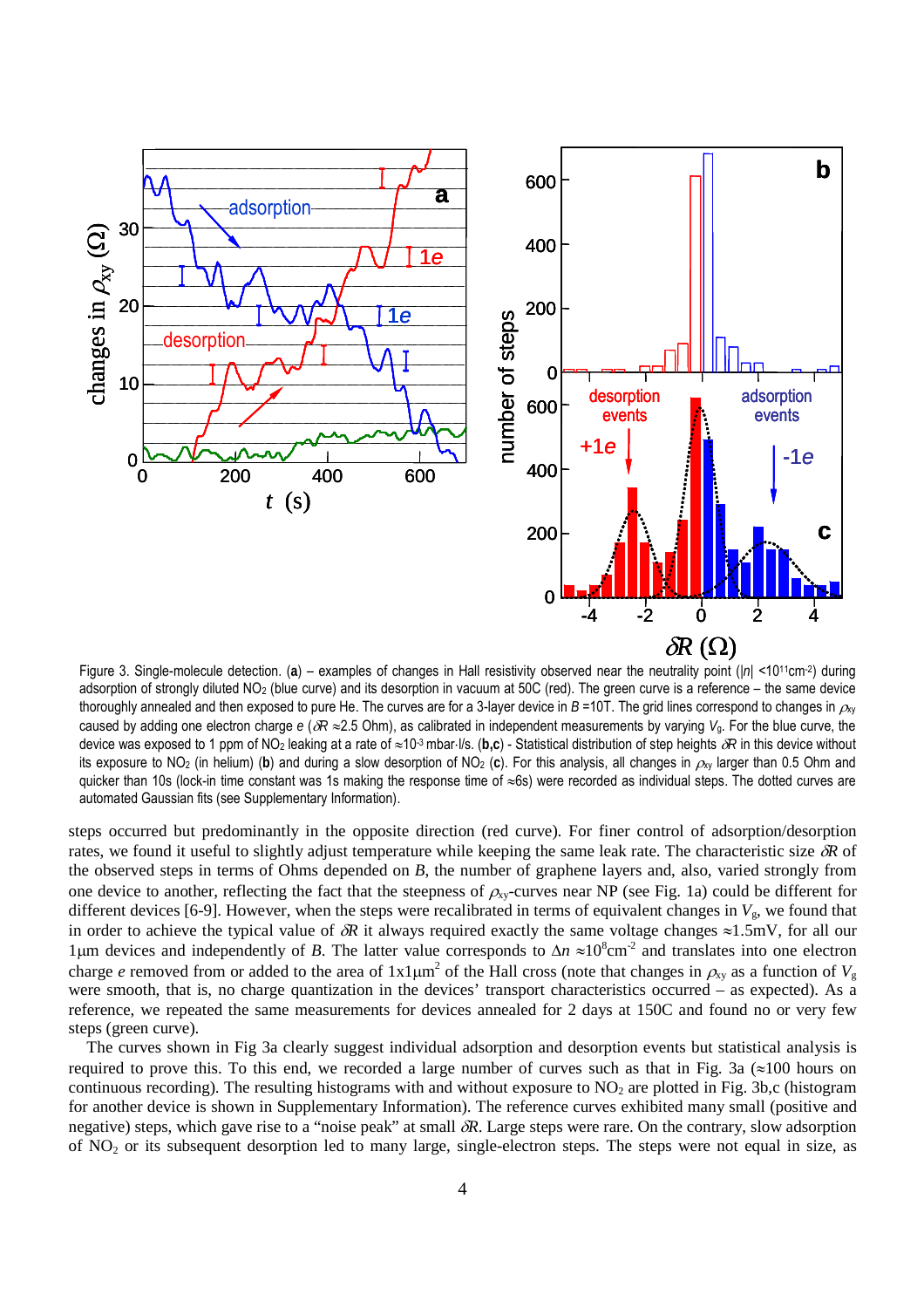Figure 3. Single-molecule detection. (**a**) – examples of changes in Hall resistivity observed near the neutrality point ($|n|$ <$10^{11}$cm$^{-2}$) during adsorption of strongly diluted $NO_2$ (blue curve) and its desorption in vacuum at 50C (red). The green curve is a reference – the same device thoroughly annealed and then exposed to pure He. The curves are for a 3-layer device in $B$ =10T. The grid lines correspond to changes in $\rho_{xy}$ caused by adding one electron charge $e$ ($\delta R \approx$2.5 Ohm), as calibrated in independent measurements by varying $V_g$. For the blue curve, the device was exposed to 1 ppm of $NO_2$ leaking at a rate of $\approx 10^{-3}$ mbar·l/s. (**b**,**c**) - Statistical distribution of step heights $\delta R$ in this device without its exposure to $NO_2$ (in helium) (**b**) and during a slow desorption of $NO_2$ (**c**). For this analysis, all changes in $\rho_{xy}$ larger than 0.5 Ohm and quicker than 10s (lock-in time constant was 1s making the response time of $\approx$6s) were recorded as individual steps. The dotted curves are automated Gaussian fits (see Supplementary Information).

steps occurred but predominantly in the opposite direction (red curve). For finer control of adsorption/desorption rates, we found it useful to slightly adjust temperature while keeping the same leak rate. The characteristic size $\delta R$ of the observed steps in terms of Ohms depended on $B$, the number of graphene layers and, also, varied strongly from one device to another, reflecting the fact that the steepness of $\rho_{xy}$-curves near NP (see Fig. 1a) could be different for different devices [6-9]. However, when the steps were recalibrated in terms of equivalent changes in $V_g$, we found that in order to achieve the typical value of $\delta R$ it always required exactly the same voltage changes $\approx$1.5mV, for all our 1μm devices and independently of $B$. The latter value corresponds to $\Delta n \approx 10^8$cm$^{-2}$ and translates into one electron charge $e$ removed from or added to the area of 1x1μm$^2$ of the Hall cross (note that changes in $\rho_{xy}$ as a function of $V_g$ were smooth, that is, no charge quantization in the devices' transport characteristics occurred – as expected). As a reference, we repeated the same measurements for devices annealed for 2 days at 150C and found no or very few steps (green curve).

The curves shown in Fig 3a clearly suggest individual adsorption and desorption events but statistical analysis is required to prove this. To this end, we recorded a large number of curves such as that in Fig. 3a ($\approx$100 hours on continuous recording). The resulting histograms with and without exposure to $NO_2$ are plotted in Fig. 3b,c (histogram for another device is shown in Supplementary Information). The reference curves exhibited many small (positive and negative) steps, which gave rise to a "noise peak" at small $\delta R$. Large steps were rare. On the contrary, slow adsorption of $NO_2$ or its subsequent desorption led to many large, single-electron steps. The steps were not equal in size, as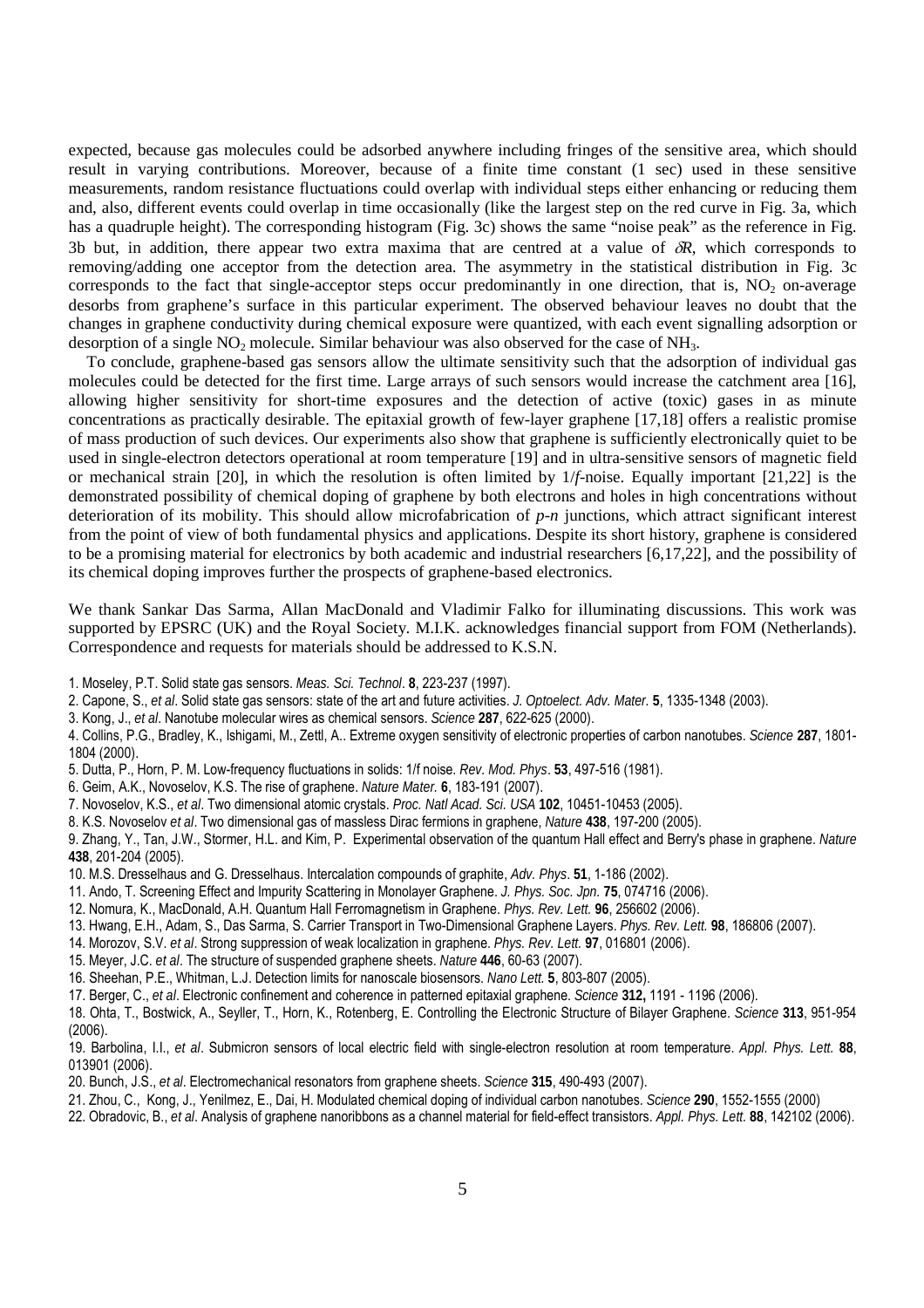expected, because gas molecules could be adsorbed anywhere including fringes of the sensitive area, which should result in varying contributions. Moreover, because of a finite time constant (1 sec) used in these sensitive measurements, random resistance fluctuations could overlap with individual steps either enhancing or reducing them and, also, different events could overlap in time occasionally (like the largest step on the red curve in Fig. 3a, which has a quadruple height). The corresponding histogram (Fig. 3c) shows the same "noise peak" as the reference in Fig. 3b but, in addition, there appear two extra maxima that are centred at a value of $\delta R$, which corresponds to removing/adding one acceptor from the detection area. The asymmetry in the statistical distribution in Fig. 3c corresponds to the fact that single-acceptor steps occur predominantly in one direction, that is, $NO_2$ on-average desorbs from graphene's surface in this particular experiment. The observed behaviour leaves no doubt that the changes in graphene conductivity during chemical exposure were quantized, with each event signalling adsorption or desorption of a single $NO_2$ molecule. Similar behaviour was also observed for the case of $NH_3$.

To conclude, graphene-based gas sensors allow the ultimate sensitivity such that the adsorption of individual gas molecules could be detected for the first time. Large arrays of such sensors would increase the catchment area [16], allowing higher sensitivity for short-time exposures and the detection of active (toxic) gases in as minute concentrations as practically desirable. The epitaxial growth of few-layer graphene [17,18] offers a realistic promise of mass production of such devices. Our experiments also show that graphene is sufficiently electronically quiet to be used in single-electron detectors operational at room temperature [19] and in ultra-sensitive sensors of magnetic field or mechanical strain [20], in which the resolution is often limited by $1/f$-noise. Equally important [21,22] is the demonstrated possibility of chemical doping of graphene by both electrons and holes in high concentrations without deterioration of its mobility. This should allow microfabrication of *p-n* junctions, which attract significant interest from the point of view of both fundamental physics and applications. Despite its short history, graphene is considered to be a promising material for electronics by both academic and industrial researchers [6,17,22], and the possibility of its chemical doping improves further the prospects of graphene-based electronics.

We thank Sankar Das Sarma, Allan MacDonald and Vladimir Falko for illuminating discussions. This work was supported by EPSRC (UK) and the Royal Society. M.I.K. acknowledges financial support from FOM (Netherlands). Correspondence and requests for materials should be addressed to K.S.N.

1. Moseley, P.T. Solid state gas sensors. *Meas. Sci. Technol*. **8**, 223-237 (1997).
2. Capone, S., *et al*. Solid state gas sensors: state of the art and future activities. *J. Optoelect. Adv. Mater.* **5**, 1335-1348 (2003).
3. Kong, J., *et al*. Nanotube molecular wires as chemical sensors. *Science* **287**, 622-625 (2000).
4. Collins, P.G., Bradley, K., Ishigami, M., Zettl, A.. Extreme oxygen sensitivity of electronic properties of carbon nanotubes. *Science* **287**, 1801-1804 (2000).
5. Dutta, P., Horn, P. M. Low-frequency fluctuations in solids: 1/f noise. *Rev. Mod. Phys*. **53**, 497-516 (1981).
6. Geim, A.K., Novoselov, K.S. The rise of graphene. *Nature Mater.* **6**, 183-191 (2007).
7. Novoselov, K.S., *et al*. Two dimensional atomic crystals. *Proc. Natl Acad. Sci. USA* **102**, 10451-10453 (2005).
8. K.S. Novoselov *et al*. Two dimensional gas of massless Dirac fermions in graphene, *Nature* **438**, 197-200 (2005).
9. Zhang, Y., Tan, J.W., Stormer, H.L. and Kim, P. Experimental observation of the quantum Hall effect and Berry's phase in graphene. *Nature* **438**, 201-204 (2005).
10. M.S. Dresselhaus and G. Dresselhaus. Intercalation compounds of graphite, *Adv. Phys*. **51**, 1-186 (2002).
11. Ando, T. Screening Effect and Impurity Scattering in Monolayer Graphene. *J. Phys. Soc. Jpn.* **75**, 074716 (2006).
12. Nomura, K., MacDonald, A.H. Quantum Hall Ferromagnetism in Graphene. *Phys. Rev. Lett.* **96**, 256602 (2006).
13. Hwang, E.H., Adam, S., Das Sarma, S. Carrier Transport in Two-Dimensional Graphene Layers. *Phys. Rev. Lett.* **98**, 186806 (2007).
14. Morozov, S.V. *et al*. Strong suppression of weak localization in graphene. *Phys. Rev. Lett.* **97**, 016801 (2006).
15. Meyer, J.C. *et al*. The structure of suspended graphene sheets. *Nature* **446**, 60-63 (2007).
16. Sheehan, P.E., Whitman, L.J. Detection limits for nanoscale biosensors. *Nano Lett.* **5**, 803-807 (2005).
17. Berger, C., *et al*. Electronic confinement and coherence in patterned epitaxial graphene. *Science* **312,** 1191 - 1196 (2006).
18. Ohta, T., Bostwick, A., Seyller, T., Horn, K., Rotenberg, E. Controlling the Electronic Structure of Bilayer Graphene. *Science* **313**, 951-954 (2006).
19. Barbolina, I.I., *et al*. Submicron sensors of local electric field with single-electron resolution at room temperature. *Appl. Phys. Lett.* **88**, 013901 (2006).
20. Bunch, J.S., *et al*. Electromechanical resonators from graphene sheets. *Science* **315**, 490-493 (2007).
21. Zhou, C., Kong, J., Yenilmez, E., Dai, H. Modulated chemical doping of individual carbon nanotubes. *Science* **290**, 1552-1555 (2000)
22. Obradovic, B., *et al*. Analysis of graphene nanoribbons as a channel material for field-effect transistors. *Appl. Phys. Lett*. **88**, 142102 (2006).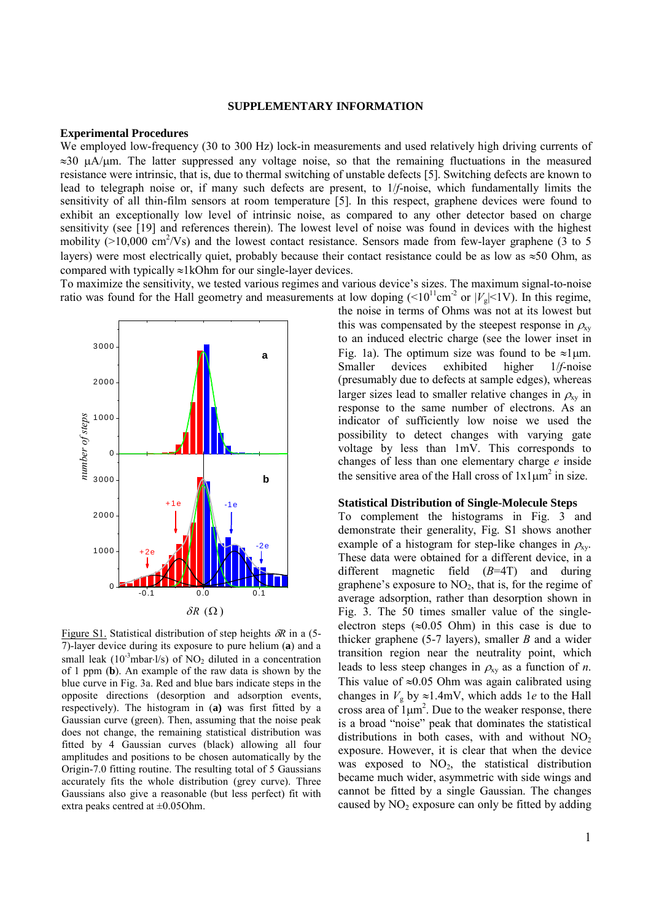## SUPPLEMENTARY INFORMATION

### Experimental Procedures

We employed low-frequency (30 to 300 Hz) lock-in measurements and used relatively high driving currents of ≈30 μA/μm. The latter suppressed any voltage noise, so that the remaining fluctuations in the measured resistance were intrinsic, that is, due to thermal switching of unstable defects [5]. Switching defects are known to lead to telegraph noise or, if many such defects are present, to 1/*f*-noise, which fundamentally limits the sensitivity of all thin-film sensors at room temperature [5]. In this respect, graphene devices were found to exhibit an exceptionally low level of intrinsic noise, as compared to any other detector based on charge sensitivity (see [19] and references therein). The lowest level of noise was found in devices with the highest mobility (>10,000 $cm^2$/Vs) and the lowest contact resistance. Sensors made from few-layer graphene (3 to 5 layers) were most electrically quiet, probably because their contact resistance could be as low as ≈50 Ohm, as compared with typically ≈1kOhm for our single-layer devices.

To maximize the sensitivity, we tested various regimes and various device's sizes. The maximum signal-to-noise ratio was found for the Hall geometry and measurements at low doping (<$10^{11}$$cm^{-2}$ or $|V_g|$<1V). In this regime, the noise in terms of Ohms was not at its lowest but this was compensated by the steepest response in $\rho_{xy}$ to an induced electric charge (see the lower inset in Fig. 1a). The optimum size was found to be ≈1μm. Smaller devices exhibited higher 1/*f*-noise (presumably due to defects at sample edges), whereas larger sizes lead to smaller relative changes in $\rho_{xy}$ in response to the same number of electrons. As an indicator of sufficiently low noise we used the possibility to detect changes with varying gate voltage by less than 1mV. This corresponds to changes of less than one elementary charge *e* inside the sensitive area of the Hall cross of 1x1μ$m^2$ in size.

Figure S1. Statistical distribution of step heights $\delta R$ in a (5-7)-layer device during its exposure to pure helium (**a**) and a small leak ($10^{-3}$mbar·l/s) of $NO_2$ diluted in a concentration of 1 ppm (**b**). An example of the raw data is shown by the blue curve in Fig. 3a. Red and blue bars indicate steps in the opposite directions (desorption and adsorption events, respectively). The histogram in (**a**) was first fitted by a Gaussian curve (green). Then, assuming that the noise peak does not change, the remaining statistical distribution was fitted by 4 Gaussian curves (black) allowing all four amplitudes and positions to be chosen automatically by the Origin-7.0 fitting routine. The resulting total of 5 Gaussians accurately fits the whole distribution (grey curve). Three Gaussians also give a reasonable (but less perfect) fit with extra peaks centred at ±0.05Ohm.

### Statistical Distribution of Single-Molecule Steps

To complement the histograms in Fig. 3 and demonstrate their generality, Fig. S1 shows another example of a histogram for step-like changes in $\rho_{xy}$. These data were obtained for a different device, in a different magnetic field ($B$=4T) and during graphene's exposure to $NO_2$, that is, for the regime of average adsorption, rather than desorption shown in Fig. 3. The 50 times smaller value of the single-electron steps (≈0.05 Ohm) in this case is due to thicker graphene (5-7 layers), smaller *B* and a wider transition region near the neutrality point, which leads to less steep changes in $\rho_{xy}$ as a function of *n*. This value of ≈0.05 Ohm was again calibrated using changes in $V_g$ by ≈1.4mV, which adds 1*e* to the Hall cross area of 1μ$m^2$. Due to the weaker response, there is a broad "noise" peak that dominates the statistical distributions in both cases, with and without $NO_2$ exposure. However, it is clear that when the device was exposed to $NO_2$, the statistical distribution became much wider, asymmetric with side wings and cannot be fitted by a single Gaussian. The changes caused by $NO_2$ exposure can only be fitted by adding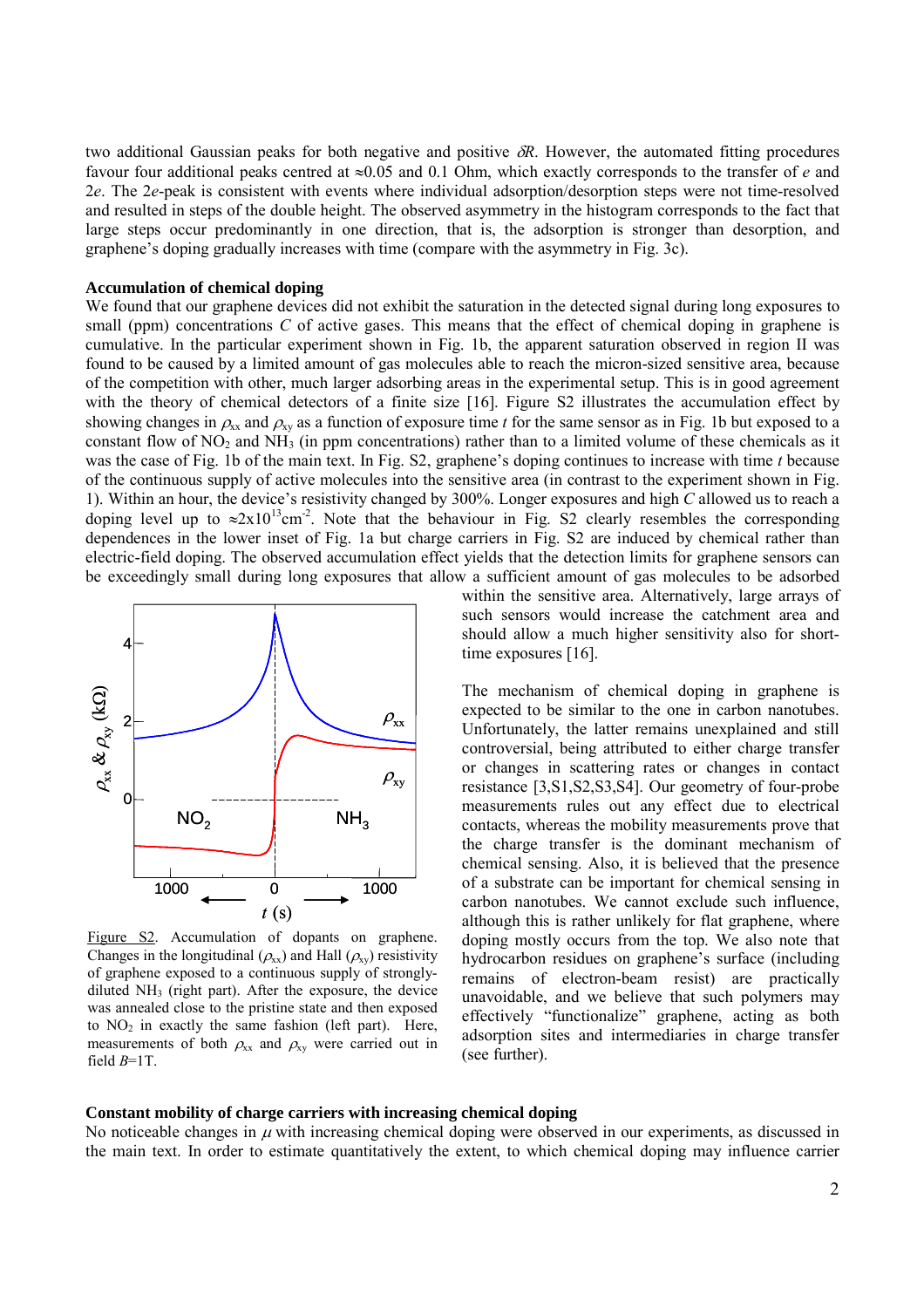two additional Gaussian peaks for both negative and positive $\delta R$. However, the automated fitting procedures favour four additional peaks centred at ≈0.05 and 0.1 Ohm, which exactly corresponds to the transfer of $e$ and $2e$. The $2e$-peak is consistent with events where individual adsorption/desorption steps were not time-resolved and resulted in steps of the double height. The observed asymmetry in the histogram corresponds to the fact that large steps occur predominantly in one direction, that is, the adsorption is stronger than desorption, and graphene's doping gradually increases with time (compare with the asymmetry in Fig. 3c).

**Accumulation of chemical doping**

We found that our graphene devices did not exhibit the saturation in the detected signal during long exposures to small (ppm) concentrations $C$ of active gases. This means that the effect of chemical doping in graphene is cumulative. In the particular experiment shown in Fig. 1b, the apparent saturation observed in region II was found to be caused by a limited amount of gas molecules able to reach the micron-sized sensitive area, because of the competition with other, much larger adsorbing areas in the experimental setup. This is in good agreement with the theory of chemical detectors of a finite size [16]. Figure S2 illustrates the accumulation effect by showing changes in $\rho_{xx}$ and $\rho_{xy}$ as a function of exposure time $t$ for the same sensor as in Fig. 1b but exposed to a constant flow of $NO_2$ and $NH_3$ (in ppm concentrations) rather than to a limited volume of these chemicals as it was the case of Fig. 1b of the main text. In Fig. S2, graphene's doping continues to increase with time $t$ because of the continuous supply of active molecules into the sensitive area (in contrast to the experiment shown in Fig. 1). Within an hour, the device's resistivity changed by 300%. Longer exposures and high $C$ allowed us to reach a doping level up to $\approx 2\times10^{13}\text{cm}^{-2}$. Note that the behaviour in Fig. S2 clearly resembles the corresponding dependences in the lower inset of Fig. 1a but charge carriers in Fig. S2 are induced by chemical rather than electric-field doping. The observed accumulation effect yields that the detection limits for graphene sensors can be exceedingly small during long exposures that allow a sufficient amount of gas molecules to be adsorbed within the sensitive area. Alternatively, large arrays of such sensors would increase the catchment area and should allow a much higher sensitivity also for short-time exposures [16].

Figure S2. Accumulation of dopants on graphene. Changes in the longitudinal ($\rho_{xx}$) and Hall ($\rho_{xy}$) resistivity of graphene exposed to a continuous supply of strongly-diluted $NH_3$ (right part). After the exposure, the device was annealed close to the pristine state and then exposed to $NO_2$ in exactly the same fashion (left part). Here, measurements of both $\rho_{xx}$ and $\rho_{xy}$ were carried out in field $B$=1T.

The mechanism of chemical doping in graphene is expected to be similar to the one in carbon nanotubes. Unfortunately, the latter remains unexplained and still controversial, being attributed to either charge transfer or changes in scattering rates or changes in contact resistance [3,S1,S2,S3,S4]. Our geometry of four-probe measurements rules out any effect due to electrical contacts, whereas the mobility measurements prove that the charge transfer is the dominant mechanism of chemical sensing. Also, it is believed that the presence of a substrate can be important for chemical sensing in carbon nanotubes. We cannot exclude such influence, although this is rather unlikely for flat graphene, where doping mostly occurs from the top. We also note that hydrocarbon residues on graphene's surface (including remains of electron-beam resist) are practically unavoidable, and we believe that such polymers may effectively "functionalize" graphene, acting as both adsorption sites and intermediaries in charge transfer (see further).

**Constant mobility of charge carriers with increasing chemical doping**

No noticeable changes in $\mu$ with increasing chemical doping were observed in our experiments, as discussed in the main text. In order to estimate quantitatively the extent, to which chemical doping may influence carrier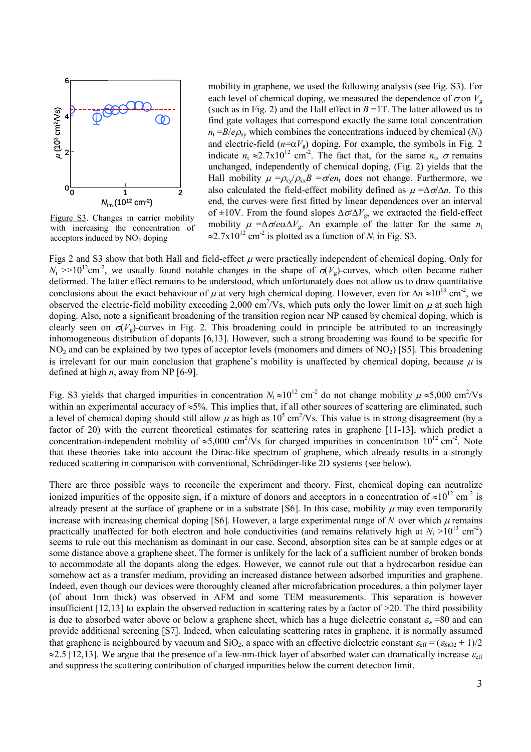Figure S3. Changes in carrier mobility with increasing the concentration of acceptors induced by $NO_2$ doping

mobility in graphene, we used the following analysis (see Fig. S3). For each level of chemical doping, we measured the dependence of $\sigma$ on $V_g$ (such as in Fig. 2) and the Hall effect in $B$ =1T. The latter allowed us to find gate voltages that correspond exactly the same total concentration $n_t = B/e\rho_{xy}$ which combines the concentrations induced by chemical ($N_i$) and electric-field ($n=\alpha V_g$) doping. For example, the symbols in Fig. 2 indicate $n_t \approx 2.7\text{x}10^{12}$ cm$^{-2}$. The fact that, for the same $n_t$, $\sigma$ remains unchanged, independently of chemical doping, (Fig. 2) yields that the Hall mobility $\mu = \rho_{xy}/\rho_{xx}B = \sigma/en_t$ does not change. Furthermore, we also calculated the field-effect mobility defined as $\mu = \Delta\sigma/\Delta n$. To this end, the curves were first fitted by linear dependences over an interval of ±10V. From the found slopes $\Delta\sigma/\Delta V_g$, we extracted the field-effect mobility $\mu = \Delta\sigma/e\alpha\Delta V_g$. An example of the latter for the same $n_t \approx 2.7\text{x}10^{12}$ cm$^{-2}$ is plotted as a function of $N_i$ in Fig. S3.

Figs 2 and S3 show that both Hall and field-effect $\mu$ were practically independent of chemical doping. Only for $N_i >> 10^{12}$cm$^{-2}$, we usually found notable changes in the shape of $\sigma(V_g)$-curves, which often became rather deformed. The latter effect remains to be understood, which unfortunately does not allow us to draw quantitative conclusions about the exact behaviour of $\mu$ at very high chemical doping. However, even for $\Delta n \approx 10^{13}$ cm$^{-2}$, we observed the electric-field mobility exceeding 2,000 cm$^2$/Vs, which puts only the lower limit on $\mu$ at such high doping. Also, note a significant broadening of the transition region near NP caused by chemical doping, which is clearly seen on $\sigma(V_g)$-curves in Fig. 2. This broadening could in principle be attributed to an increasingly inhomogeneous distribution of dopants [6,13]. However, such a strong broadening was found to be specific for $NO_2$ and can be explained by two types of acceptor levels (monomers and dimers of $NO_2$) [S5]. This broadening is irrelevant for our main conclusion that graphene's mobility is unaffected by chemical doping, because $\mu$ is defined at high $n$, away from NP [6-9].

Fig. S3 yields that charged impurities in concentration $N_i \approx 10^{12}$ cm$^{-2}$ do not change mobility $\mu \approx 5{,}000$ cm$^2$/Vs within an experimental accuracy of ≈5%. This implies that, if all other sources of scattering are eliminated, such a level of chemical doping should still allow $\mu$ as high as $10^5$ cm$^2$/Vs. This value is in strong disagreement (by a factor of 20) with the current theoretical estimates for scattering rates in graphene [11-13], which predict a concentration-independent mobility of ≈5,000 cm$^2$/Vs for charged impurities in concentration $10^{12}$ cm$^{-2}$. Note that these theories take into account the Dirac-like spectrum of graphene, which already results in a strongly reduced scattering in comparison with conventional, Schrödinger-like 2D systems (see below).

There are three possible ways to reconcile the experiment and theory. First, chemical doping can neutralize ionized impurities of the opposite sign, if a mixture of donors and acceptors in a concentration of $\approx 10^{12}$ cm$^{-2}$ is already present at the surface of graphene or in a substrate [S6]. In this case, mobility $\mu$ may even temporarily increase with increasing chemical doping [S6]. However, a large experimental range of $N_i$ over which $\mu$ remains practically unaffected for both electron and hole conductivities (and remains relatively high at $N_i > 10^{13}$ cm$^{-2}$) seems to rule out this mechanism as dominant in our case. Second, absorption sites can be at sample edges or at some distance above a graphene sheet. The former is unlikely for the lack of a sufficient number of broken bonds to accommodate all the dopants along the edges. However, we cannot rule out that a hydrocarbon residue can somehow act as a transfer medium, providing an increased distance between adsorbed impurities and graphene. Indeed, even though our devices were thoroughly cleaned after microfabrication procedures, a thin polymer layer (of about 1nm thick) was observed in AFM and some TEM measurements. This separation is however insufficient [12,13] to explain the observed reduction in scattering rates by a factor of >20. The third possibility is due to absorbed water above or below a graphene sheet, which has a huge dielectric constant $\varepsilon_w$ =80 and can provide additional screening [S7]. Indeed, when calculating scattering rates in graphene, it is normally assumed that graphene is neighboured by vacuum and $SiO_2$, a space with an effective dielectric constant $\varepsilon_{eff} = (\varepsilon_{SiO2} + 1)/2 \approx 2.5$ [12,13]. We argue that the presence of a few-nm-thick layer of absorbed water can dramatically increase $\varepsilon_{eff}$ and suppress the scattering contribution of charged impurities below the current detection limit.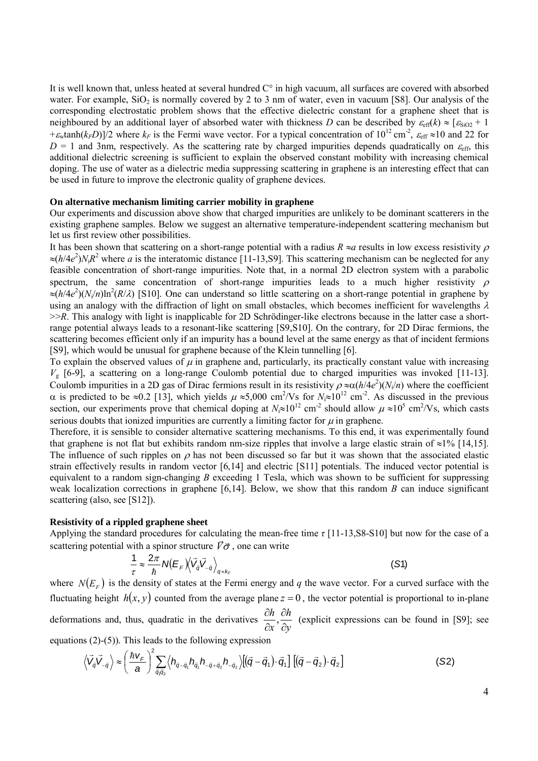It is well known that, unless heated at several hundred C° in high vacuum, all surfaces are covered with absorbed water. For example, $SiO_2$ is normally covered by 2 to 3 nm of water, even in vacuum [S8]. Our analysis of the corresponding electrostatic problem shows that the effective dielectric constant for a graphene sheet that is neighboured by an additional layer of absorbed water with thickness *D* can be described by $\varepsilon_{\text{eff}}(k) \approx [\varepsilon_{\text{SiO2}} + 1 + \varepsilon_{\text{w}}\tanh(k_F D)]/2$ where $k_F$ is the Fermi wave vector. For a typical concentration of $10^{12}$ cm$^{-2}$, $\varepsilon_{\text{eff}} \approx 10$ and 22 for $D = 1$ and 3nm, respectively. As the scattering rate by charged impurities depends quadratically on $\varepsilon_{\text{eff}}$, this additional dielectric screening is sufficient to explain the observed constant mobility with increasing chemical doping. The use of water as a dielectric media suppressing scattering in graphene is an interesting effect that can be used in future to improve the electronic quality of graphene devices.

**On alternative mechanism limiting carrier mobility in graphene**

Our experiments and discussion above show that charged impurities are unlikely to be dominant scatterers in the existing graphene samples. Below we suggest an alternative temperature-independent scattering mechanism but let us first review other possibilities.

It has been shown that scattering on a short-range potential with a radius $R \approx a$ results in low excess resistivity $\rho \approx (h/4e^2)N_i R^2$ where *a* is the interatomic distance [11-13,S9]. This scattering mechanism can be neglected for any feasible concentration of short-range impurities. Note that, in a normal 2D electron system with a parabolic spectrum, the same concentration of short-range impurities leads to a much higher resistivity $\rho \approx (h/4e^2)(N_i/n)\ln^2(R/\lambda)$ [S10]. One can understand so little scattering on a short-range potential in graphene by using an analogy with the diffraction of light on small obstacles, which becomes inefficient for wavelengths $\lambda >> R$. This analogy with light is inapplicable for 2D Schrödinger-like electrons because in the latter case a short-range potential always leads to a resonant-like scattering [S9,S10]. On the contrary, for 2D Dirac fermions, the scattering becomes efficient only if an impurity has a bound level at the same energy as that of incident fermions [S9], which would be unusual for graphene because of the Klein tunnelling [6].

To explain the observed values of $\mu$ in graphene and, particularly, its practically constant value with increasing $V_g$ [6-9], a scattering on a long-range Coulomb potential due to charged impurities was invoked [11-13]. Coulomb impurities in a 2D gas of Dirac fermions result in its resistivity $\rho \approx \alpha(h/4e^2)(N_i/n)$ where the coefficient $\alpha$ is predicted to be $\approx 0.2$ [13], which yields $\mu \approx 5{,}000$ cm$^2$/Vs for $N_i \approx 10^{12}$ cm$^{-2}$. As discussed in the previous section, our experiments prove that chemical doping at $N_i \approx 10^{12}$ cm$^{-2}$ should allow $\mu \approx 10^5$ cm$^2$/Vs, which casts serious doubts that ionized impurities are currently a limiting factor for $\mu$ in graphene.

Therefore, it is sensible to consider alternative scattering mechanisms. To this end, it was experimentally found that graphene is not flat but exhibits random nm-size ripples that involve a large elastic strain of $\approx 1\%$ [14,15]. The influence of such ripples on $\rho$ has not been discussed so far but it was shown that the associated elastic strain effectively results in random vector [6,14] and electric [S11] potentials. The induced vector potential is equivalent to a random sign-changing *B* exceeding 1 Tesla, which was shown to be sufficient for suppressing weak localization corrections in graphene [6,14]. Below, we show that this random *B* can induce significant scattering (also, see [S12]).

**Resistivity of a rippled graphene sheet**

Applying the standard procedures for calculating the mean-free time $\tau$ [11-13,S8-S10] but now for the case of a scattering potential with a spinor structure $\vec{V}\vec{\sigma}$, one can write

$$\frac{1}{\tau} \approx \frac{2\pi}{\hbar} N(E_F) \left\langle \vec{V}_{\vec{q}} \vec{V}_{-\vec{q}} \right\rangle_{q \approx k_F} \tag{S1}$$

where $N(E_F)$ is the density of states at the Fermi energy and *q* the wave vector. For a curved surface with the fluctuating height $h(x, y)$ counted from the average plane $z = 0$, the vector potential is proportional to in-plane deformations and, thus, quadratic in the derivatives $\frac{\partial h}{\partial x}, \frac{\partial h}{\partial y}$ (explicit expressions can be found in [S9]; see equations (2)-(5)). This leads to the following expression

$$\left\langle \vec{V}_{\vec{q}} \vec{V}_{-\vec{q}} \right\rangle \approx \left(\frac{\hbar v_F}{a}\right)^2 \sum_{\vec{q}_1 \vec{q}_2} \left\langle h_{\vec{q}-\vec{q}_1} h_{\vec{q}_1} h_{-\vec{q}+\vec{q}_2} h_{-\vec{q}_2} \right\rangle \left[(\vec{q}-\vec{q}_1)\cdot\vec{q}_1\right] \left[(\vec{q}-\vec{q}_2)\cdot\vec{q}_2\right] \tag{S2}$$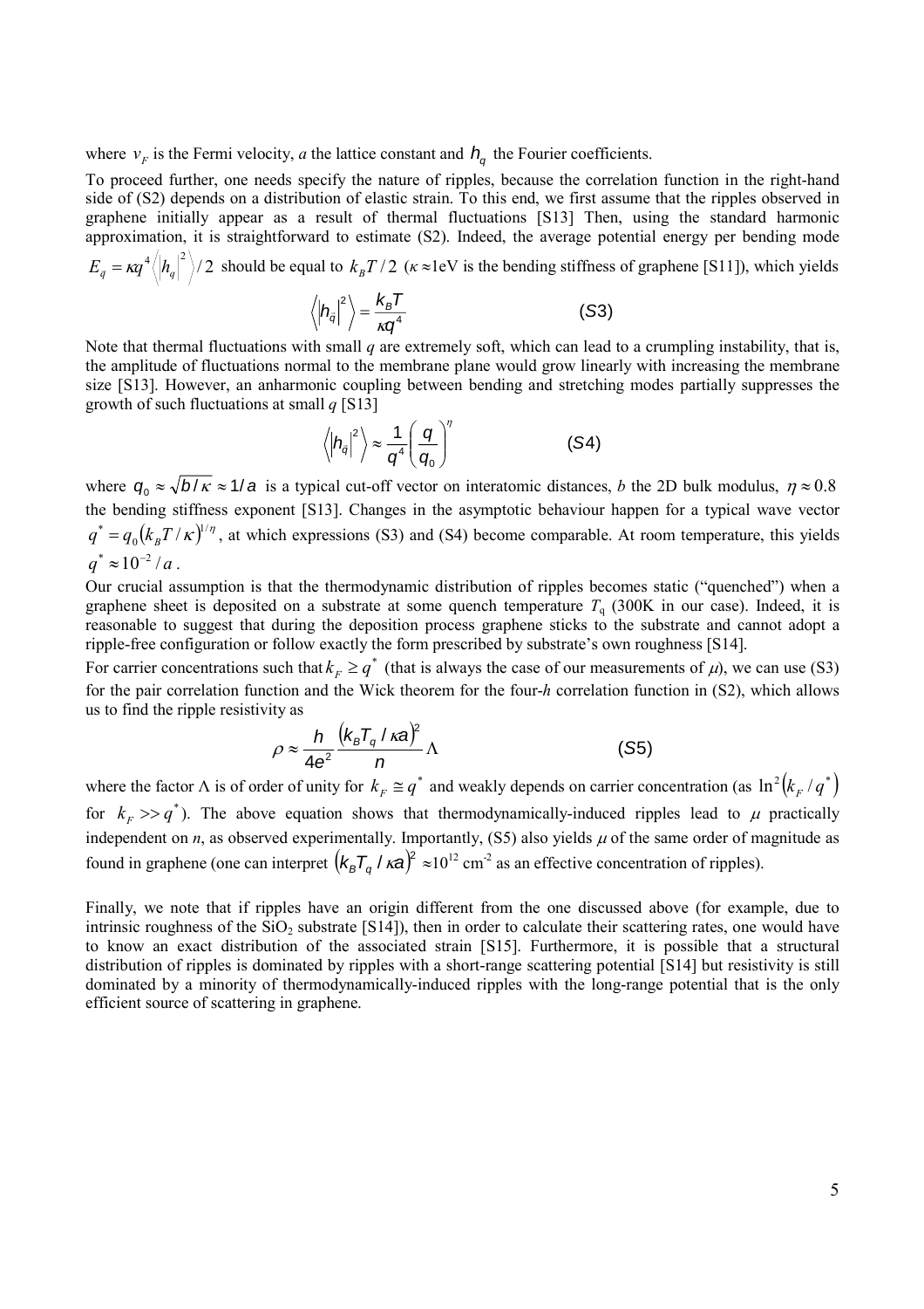where $v_F$ is the Fermi velocity, *a* the lattice constant and $h_q$ the Fourier coefficients.

To proceed further, one needs specify the nature of ripples, because the correlation function in the right-hand side of (S2) depends on a distribution of elastic strain. To this end, we first assume that the ripples observed in graphene initially appear as a result of thermal fluctuations [S13] Then, using the standard harmonic approximation, it is straightforward to estimate (S2). Indeed, the average potential energy per bending mode $E_q = \kappa q^4 \langle |h_q|^2 \rangle / 2$ should be equal to $k_B T/2$ ($\kappa \approx 1$eV is the bending stiffness of graphene [S11]), which yields

$$\left\langle \left| h_{\vec{q}} \right|^2 \right\rangle = \frac{k_B T}{\kappa q^4} \qquad (S3)$$

Note that thermal fluctuations with small *q* are extremely soft, which can lead to a crumpling instability, that is, the amplitude of fluctuations normal to the membrane plane would grow linearly with increasing the membrane size [S13]. However, an anharmonic coupling between bending and stretching modes partially suppresses the growth of such fluctuations at small *q* [S13]

$$\left\langle \left| h_{\vec{q}} \right|^2 \right\rangle \approx \frac{1}{q^4} \left( \frac{q}{q_0} \right)^{\eta} \qquad (S4)$$

where $q_0 \approx \sqrt{b/\kappa} \approx 1/a$ is a typical cut-off vector on interatomic distances, *b* the 2D bulk modulus, $\eta \approx 0.8$ the bending stiffness exponent [S13]. Changes in the asymptotic behaviour happen for a typical wave vector $q^* = q_0 (k_B T/\kappa)^{1/\eta}$, at which expressions (S3) and (S4) become comparable. At room temperature, this yields $q^* \approx 10^{-2}/a$.

Our crucial assumption is that the thermodynamic distribution of ripples becomes static ("quenched") when a graphene sheet is deposited on a substrate at some quench temperature $T_q$ (300K in our case). Indeed, it is reasonable to suggest that during the deposition process graphene sticks to the substrate and cannot adopt a ripple-free configuration or follow exactly the form prescribed by substrate's own roughness [S14].

For carrier concentrations such that $k_F \geq q^*$ (that is always the case of our measurements of $\mu$), we can use (S3) for the pair correlation function and the Wick theorem for the four-*h* correlation function in (S2), which allows us to find the ripple resistivity as

$$\rho \approx \frac{h}{4e^2} \frac{(k_B T_q / \kappa a)^2}{n} \Lambda \qquad (S5)$$

where the factor $\Lambda$ is of order of unity for $k_F \cong q^*$ and weakly depends on carrier concentration (as $\ln^2(k_F/q^*)$ for $k_F >> q^*$). The above equation shows that thermodynamically-induced ripples lead to $\mu$ practically independent on *n*, as observed experimentally. Importantly, (S5) also yields $\mu$ of the same order of magnitude as found in graphene (one can interpret $(k_B T_q / \kappa a)^2 \approx 10^{12}$ cm$^{-2}$ as an effective concentration of ripples).

Finally, we note that if ripples have an origin different from the one discussed above (for example, due to intrinsic roughness of the $SiO_2$ substrate [S14]), then in order to calculate their scattering rates, one would have to know an exact distribution of the associated strain [S15]. Furthermore, it is possible that a structural distribution of ripples is dominated by ripples with a short-range scattering potential [S14] but resistivity is still dominated by a minority of thermodynamically-induced ripples with the long-range potential that is the only efficient source of scattering in graphene.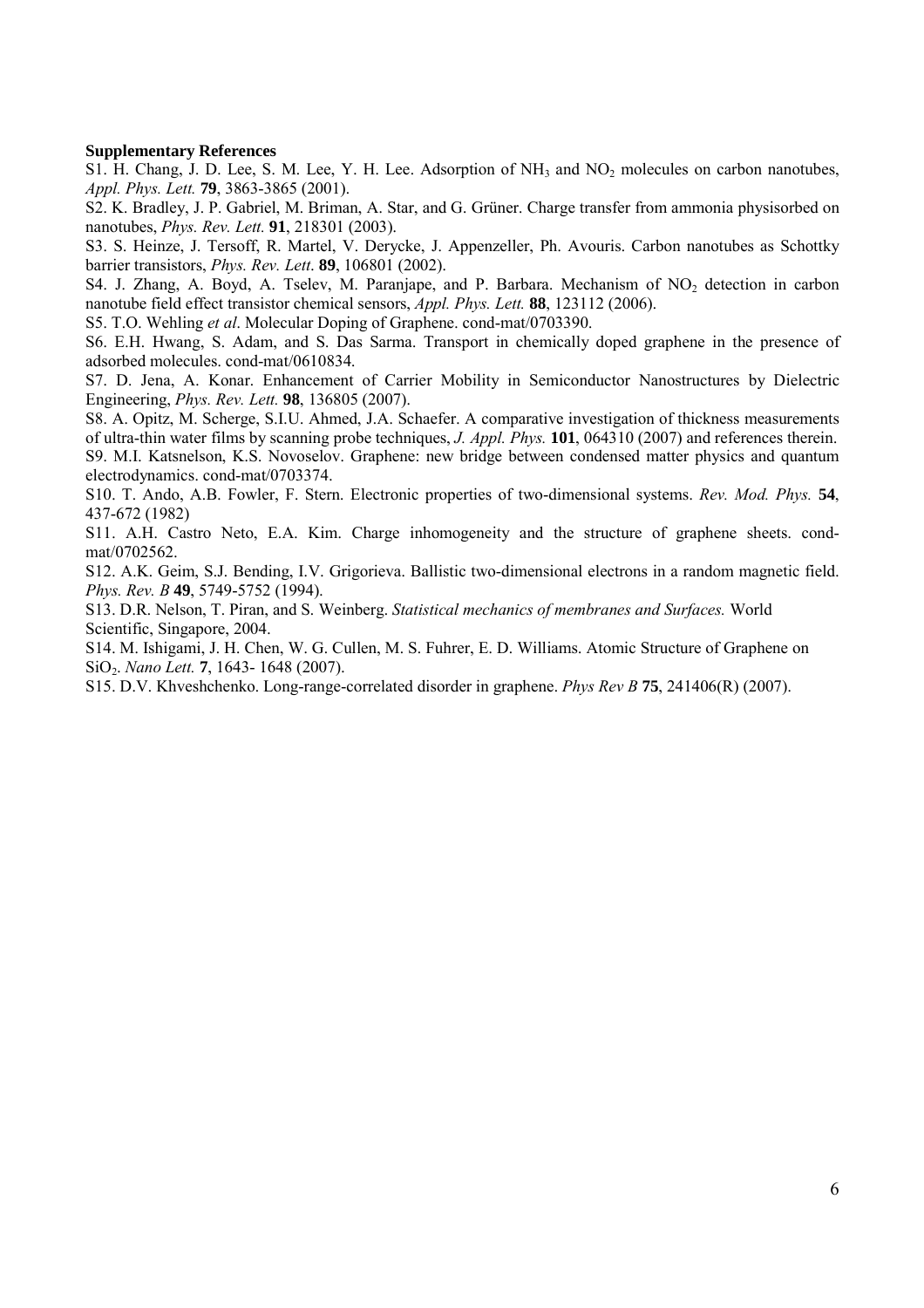**Supplementary References**

S1. H. Chang, J. D. Lee, S. M. Lee, Y. H. Lee. Adsorption of $NH_3$ and $NO_2$ molecules on carbon nanotubes, *Appl. Phys. Lett.* **79**, 3863-3865 (2001).

S2. K. Bradley, J. P. Gabriel, M. Briman, A. Star, and G. Grüner. Charge transfer from ammonia physisorbed on nanotubes, *Phys. Rev. Lett.* **91**, 218301 (2003).

S3. S. Heinze, J. Tersoff, R. Martel, V. Derycke, J. Appenzeller, Ph. Avouris. Carbon nanotubes as Schottky barrier transistors, *Phys. Rev. Lett*. **89**, 106801 (2002).

S4. J. Zhang, A. Boyd, A. Tselev, M. Paranjape, and P. Barbara. Mechanism of $NO_2$ detection in carbon nanotube field effect transistor chemical sensors, *Appl. Phys. Lett.* **88**, 123112 (2006).

S5. T.O. Wehling *et al*. Molecular Doping of Graphene. cond-mat/0703390.

S6. E.H. Hwang, S. Adam, and S. Das Sarma. Transport in chemically doped graphene in the presence of adsorbed molecules. cond-mat/0610834.

S7. D. Jena, A. Konar. Enhancement of Carrier Mobility in Semiconductor Nanostructures by Dielectric Engineering, *Phys. Rev. Lett.* **98**, 136805 (2007).

S8. A. Opitz, M. Scherge, S.I.U. Ahmed, J.A. Schaefer. A comparative investigation of thickness measurements of ultra-thin water films by scanning probe techniques, *J. Appl. Phys.* **101**, 064310 (2007) and references therein.

S9. M.I. Katsnelson, K.S. Novoselov. Graphene: new bridge between condensed matter physics and quantum electrodynamics. cond-mat/0703374.

S10. T. Ando, A.B. Fowler, F. Stern. Electronic properties of two-dimensional systems. *Rev. Mod. Phys.* **54**, 437-672 (1982)

S11. A.H. Castro Neto, E.A. Kim. Charge inhomogeneity and the structure of graphene sheets. cond-mat/0702562.

S12. A.K. Geim, S.J. Bending, I.V. Grigorieva. Ballistic two-dimensional electrons in a random magnetic field. *Phys. Rev. B* **49**, 5749-5752 (1994).

S13. D.R. Nelson, T. Piran, and S. Weinberg. *Statistical mechanics of membranes and Surfaces.* World Scientific, Singapore, 2004.

S14. M. Ishigami, J. H. Chen, W. G. Cullen, M. S. Fuhrer, E. D. Williams. Atomic Structure of Graphene on $SiO_2$. *Nano Lett.* **7**, 1643- 1648 (2007).

S15. D.V. Khveshchenko. Long-range-correlated disorder in graphene. *Phys Rev B* **75**, 241406(R) (2007).